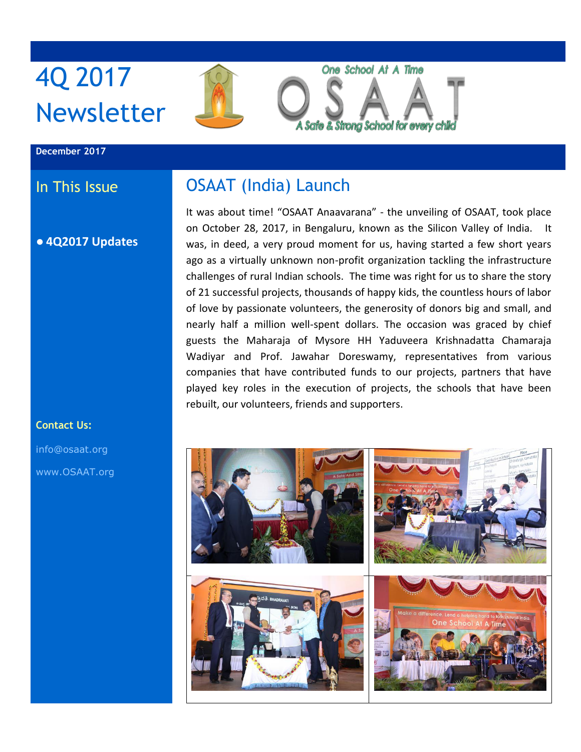# 4Q 2017 Newsletter

One School At A Time

OSAAT

A Safe & Strong School for every child

**December 2017**

## In This Issue

- **4Q2017 Updates**

**Contact Us:**

info@osaat.org

www.OSAAT.org

## OSAAT (India) Launch

It was about time! "OSAAT Anaavarana" - the unveiling of OSAAT, took place on October 28, 2017, in Bengaluru, known as the Silicon Valley of India. It was, in deed, a very proud moment for us, having started a few short years ago as a virtually unknown non-profit organization tackling the infrastructure challenges of rural Indian schools. The time was right for us to share the story of 21 successful projects, thousands of happy kids, the countless hours of labor of love by passionate volunteers, the generosity of donors big and small, and nearly half a million well-spent dollars. The occasion was graced by chief guests the Maharaja of Mysore HH Yaduveera Krishnadatta Chamaraja Wadiyar and Prof. Jawahar Doreswamy, representatives from various companies that have contributed funds to our projects, partners that have played key roles in the execution of projects, the schools that have been rebuilt, our volunteers, friends and supporters.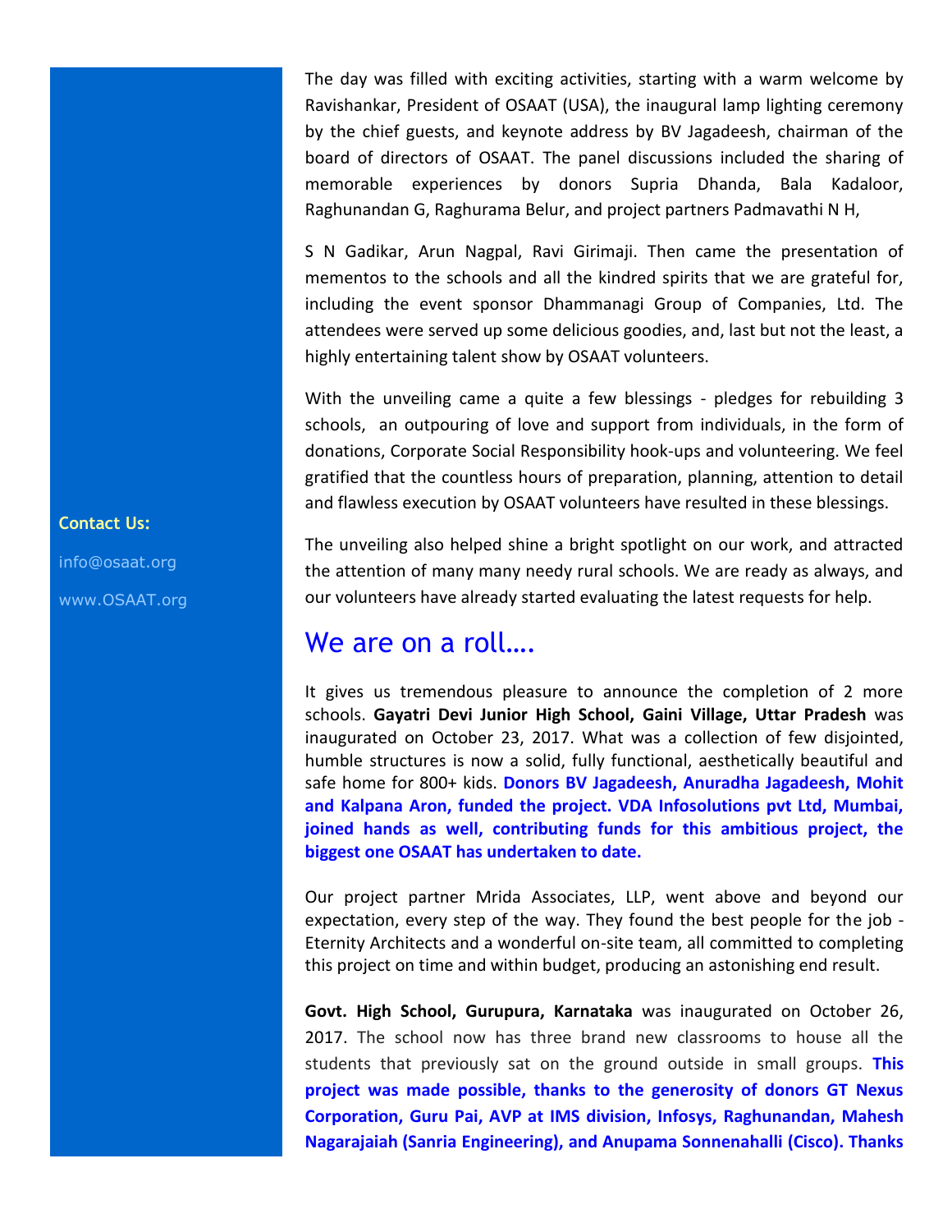The day was filled with exciting activities, starting with a warm welcome by Ravishankar, President of OSAAT (USA), the inaugural lamp lighting ceremony by the chief guests, and keynote address by BV Jagadeesh, chairman of the board of directors of OSAAT. The panel discussions included the sharing of memorable experiences by donors Supria Dhanda, Bala Kadaloor, Raghunandan G, Raghurama Belur, and project partners Padmavathi N H,

S N Gadikar, Arun Nagpal, Ravi Girimaji. Then came the presentation of mementos to the schools and all the kindred spirits that we are grateful for, including the event sponsor Dhammanagi Group of Companies, Ltd. The attendees were served up some delicious goodies, and, last but not the least, a highly entertaining talent show by OSAAT volunteers.

With the unveiling came a quite a few blessings - pledges for rebuilding 3 schools, an outpouring of love and support from individuals, in the form of donations, Corporate Social Responsibility hook-ups and volunteering. We feel gratified that the countless hours of preparation, planning, attention to detail and flawless execution by OSAAT volunteers have resulted in these blessings.

The unveiling also helped shine a bright spotlight on our work, and attracted the attention of many many needy rural schools. We are ready as always, and our volunteers have already started evaluating the latest requests for help.

## We are on a roll….

It gives us tremendous pleasure to announce the completion of 2 more schools. **Gayatri Devi Junior High School, Gaini Village, Uttar Pradesh** was inaugurated on October 23, 2017. What was a collection of few disjointed, humble structures is now a solid, fully functional, aesthetically beautiful and safe home for 800+ kids. **Donors BV Jagadeesh, Anuradha Jagadeesh, Mohit and Kalpana Aron, funded the project. VDA Infosolutions pvt Ltd, Mumbai, joined hands as well, contributing funds for this ambitious project, the biggest one OSAAT has undertaken to date.**

Our project partner Mrida Associates, LLP, went above and beyond our expectation, every step of the way. They found the best people for the job - Eternity Architects and a wonderful on-site team, all committed to completing this project on time and within budget, producing an astonishing end result.

**Govt. High School, Gurupura, Karnataka** was inaugurated on October 26, 2017. The school now has three brand new classrooms to house all the students that previously sat on the ground outside in small groups. **This project was made possible, thanks to the generosity of donors GT Nexus Corporation, Guru Pai, AVP at IMS division, Infosys, Raghunandan, Mahesh Nagarajaiah (Sanria Engineering), and Anupama Sonnenahalli (Cisco). Thanks**

**Contact Us:**

info@osaat.org

www.OSAAT.org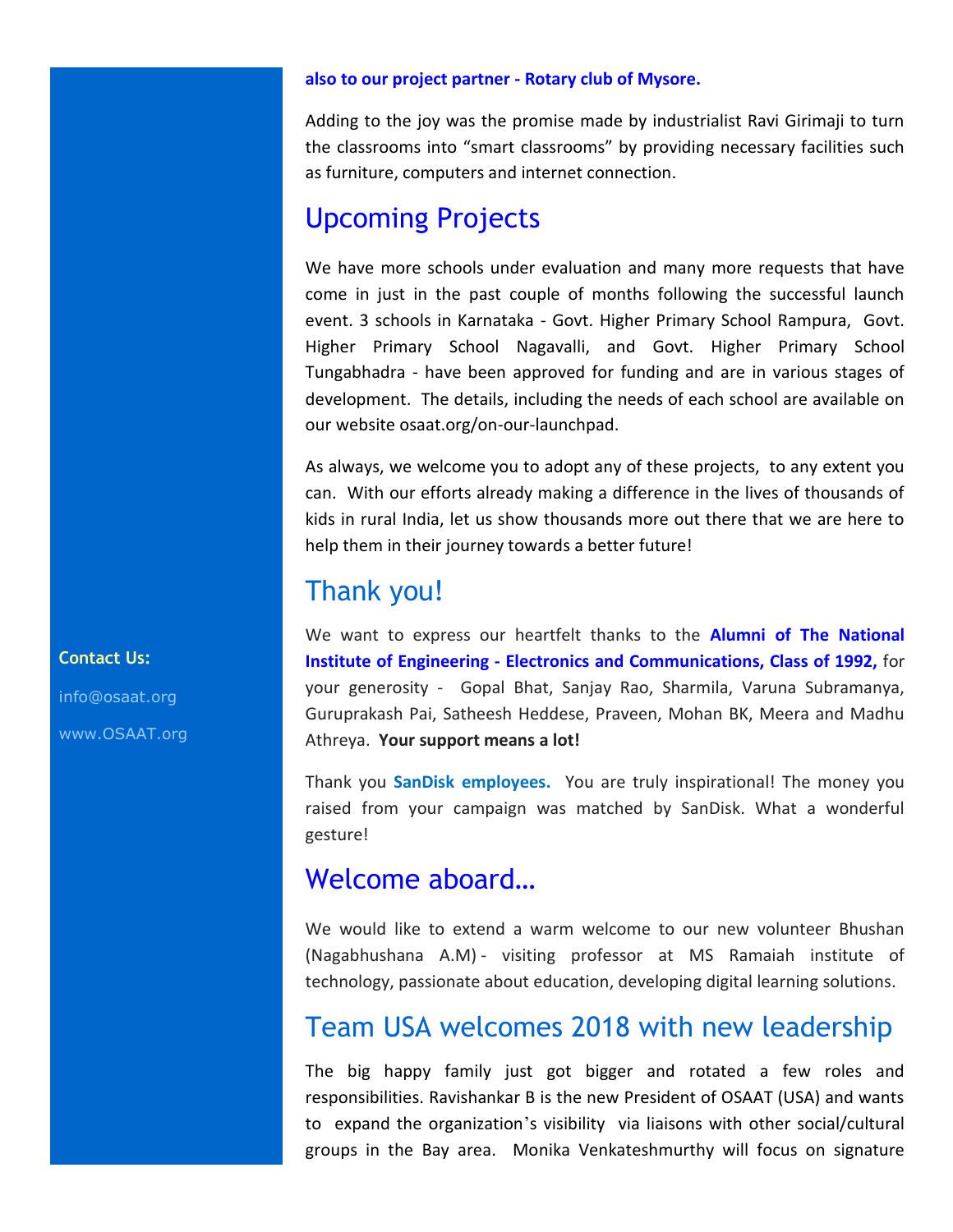**also to our project partner - Rotary club of Mysore.**

Adding to the joy was the promise made by industrialist Ravi Girimaji to turn the classrooms into "smart classrooms" by providing necessary facilities such as furniture, computers and internet connection.

## Upcoming Projects

We have more schools under evaluation and many more requests that have come in just in the past couple of months following the successful launch event. 3 schools in Karnataka - Govt. Higher Primary School Rampura, Govt. Higher Primary School Nagavalli, and Govt. Higher Primary School Tungabhadra - have been approved for funding and are in various stages of development. The details, including the needs of each school are available on our website osaat.org/on-our-launchpad.

As always, we welcome you to adopt any of these projects, to any extent you can. With our efforts already making a difference in the lives of thousands of kids in rural India, let us show thousands more out there that we are here to help them in their journey towards a better future!

## Thank you!

We want to express our heartfelt thanks to the **Alumni of The National Institute of Engineering - Electronics and Communications, Class of 1992,** for your generosity - Gopal Bhat, Sanjay Rao, Sharmila, Varuna Subramanya, Guruprakash Pai, Satheesh Heddese, Praveen, Mohan BK, Meera and Madhu Athreya. **Your support means a lot!**

Thank you **SanDisk employees.** You are truly inspirational! The money you raised from your campaign was matched by SanDisk. What a wonderful gesture!

## Welcome aboard…

We would like to extend a warm welcome to our new volunteer Bhushan (Nagabhushana A.M) - visiting professor at MS Ramaiah institute of technology, passionate about education, developing digital learning solutions.

## Team USA welcomes 2018 with new leadership

The big happy family just got bigger and rotated a few roles and responsibilities. Ravishankar B is the new President of OSAAT (USA) and wants to expand the organization's visibility via liaisons with other social/cultural groups in the Bay area. Monika Venkateshmurthy will focus on signature

**Contact Us:**

info@osaat.org

www.OSAAT.org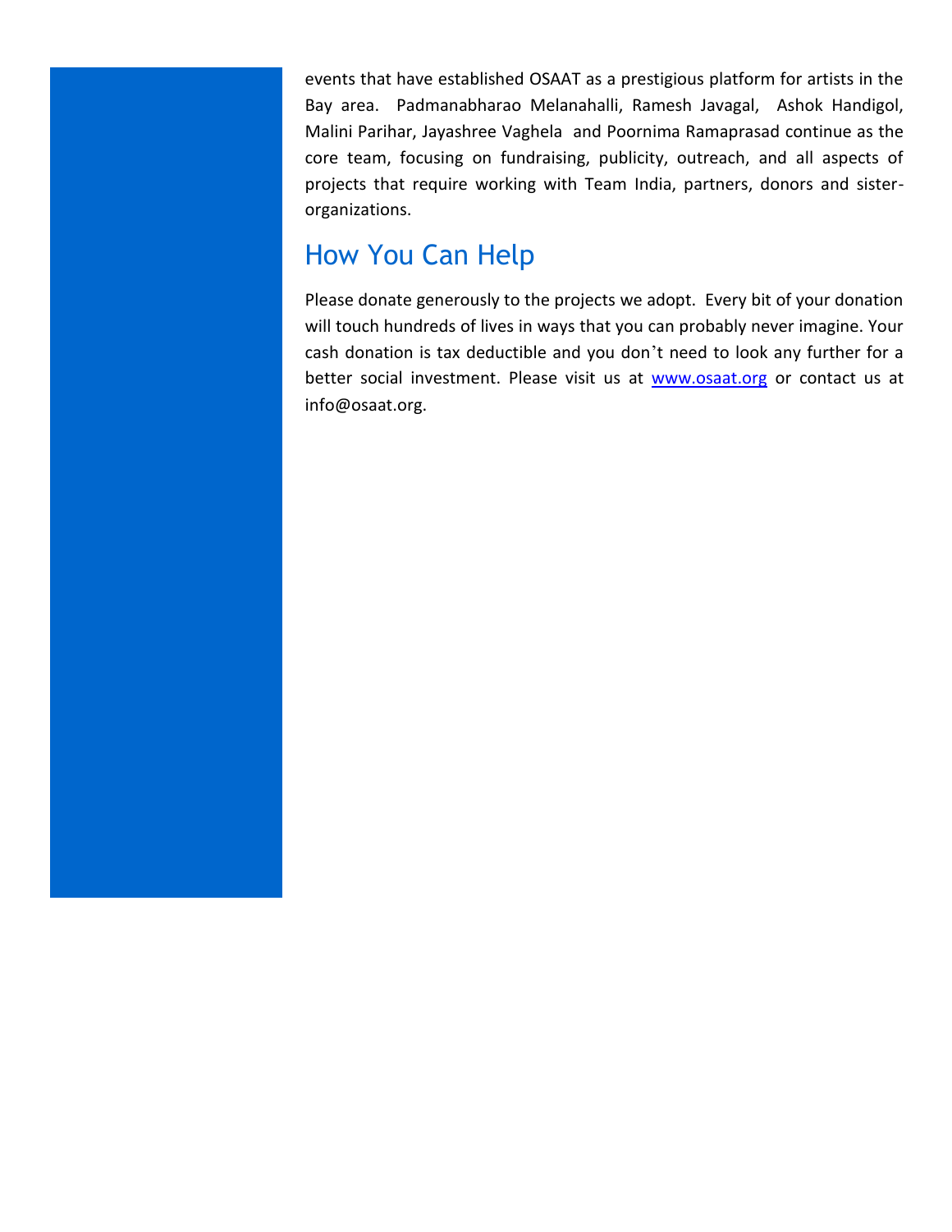events that have established OSAAT as a prestigious platform for artists in the Bay area. Padmanabharao Melanahalli, Ramesh Javagal, Ashok Handigol, Malini Parihar, Jayashree Vaghela and Poornima Ramaprasad continue as the core team, focusing on fundraising, publicity, outreach, and all aspects of projects that require working with Team India, partners, donors and sister-organizations.

## How You Can Help

Please donate generously to the projects we adopt. Every bit of your donation will touch hundreds of lives in ways that you can probably never imagine. Your cash donation is tax deductible and you don't need to look any further for a better social investment. Please visit us at [www.osaat.org](http://www.osaat.org) or contact us at info@osaat.org.